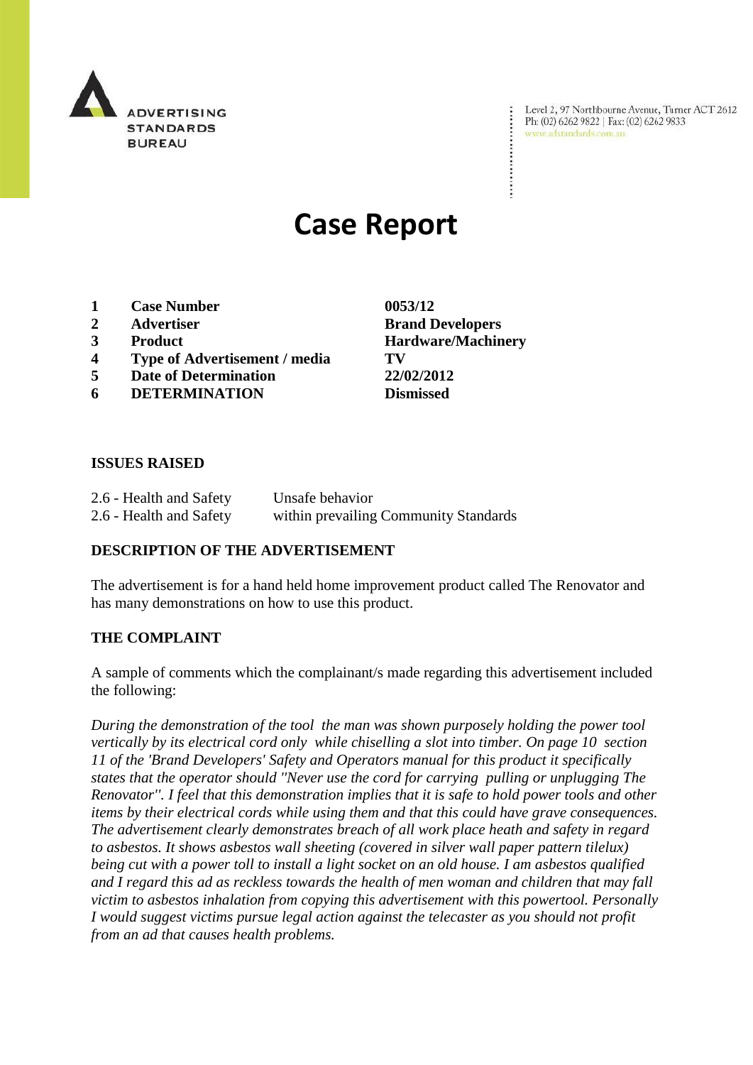ADVERTISING STANDARDS BUREAU

Level 2, 97 Northbourne Avenue, Turner ACT 2612
Ph: (02) 6262 9822 | Fax: (02) 6262 9833
www.adstandards.com.au

# Case Report

| | | |
|---|---|---|
| **1** | **Case Number** | **0053/12** |
| **2** | **Advertiser** | **Brand Developers** |
| **3** | **Product** | **Hardware/Machinery** |
| **4** | **Type of Advertisement / media** | **TV** |
| **5** | **Date of Determination** | **22/02/2012** |
| **6** | **DETERMINATION** | **Dismissed** |

## ISSUES RAISED

2.6 - Health and Safety Unsafe behavior
2.6 - Health and Safety within prevailing Community Standards

## DESCRIPTION OF THE ADVERTISEMENT

The advertisement is for a hand held home improvement product called The Renovator and has many demonstrations on how to use this product.

## THE COMPLAINT

A sample of comments which the complainant/s made regarding this advertisement included the following:

*During the demonstration of the tool the man was shown purposely holding the power tool vertically by its electrical cord only while chiselling a slot into timber. On page 10 section 11 of the 'Brand Developers' Safety and Operators manual for this product it specifically states that the operator should "Never use the cord for carrying pulling or unplugging The Renovator". I feel that this demonstration implies that it is safe to hold power tools and other items by their electrical cords while using them and that this could have grave consequences. The advertisement clearly demonstrates breach of all work place heath and safety in regard to asbestos. It shows asbestos wall sheeting (covered in silver wall paper pattern tilelux) being cut with a power toll to install a light socket on an old house. I am asbestos qualified and I regard this ad as reckless towards the health of men woman and children that may fall victim to asbestos inhalation from copying this advertisement with this powertool. Personally I would suggest victims pursue legal action against the telecaster as you should not profit from an ad that causes health problems.*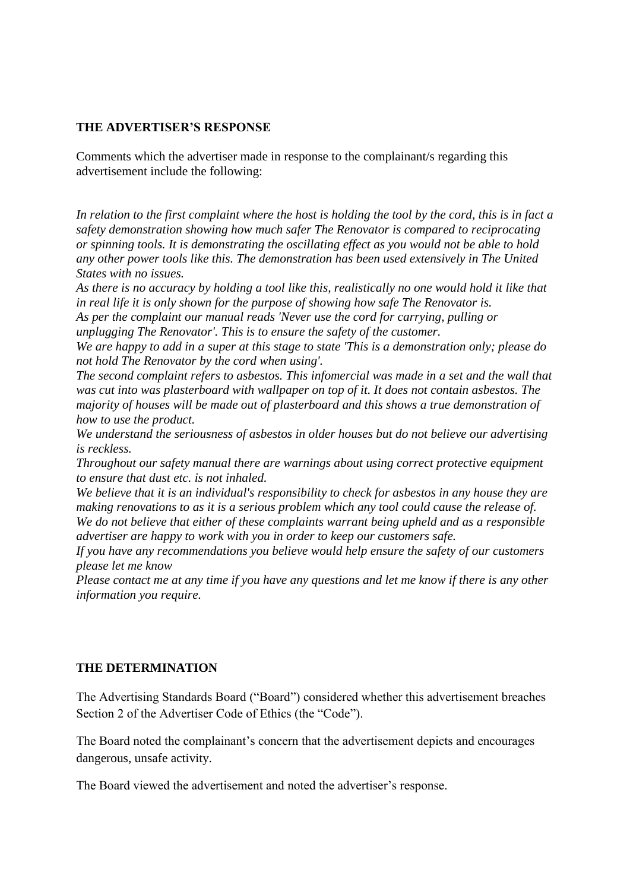**THE ADVERTISER'S RESPONSE**

Comments which the advertiser made in response to the complainant/s regarding this advertisement include the following:

*In relation to the first complaint where the host is holding the tool by the cord, this is in fact a safety demonstration showing how much safer The Renovator is compared to reciprocating or spinning tools. It is demonstrating the oscillating effect as you would not be able to hold any other power tools like this. The demonstration has been used extensively in The United States with no issues.*
*As there is no accuracy by holding a tool like this, realistically no one would hold it like that in real life it is only shown for the purpose of showing how safe The Renovator is.*
*As per the complaint our manual reads 'Never use the cord for carrying, pulling or unplugging The Renovator'. This is to ensure the safety of the customer.*
*We are happy to add in a super at this stage to state 'This is a demonstration only; please do not hold The Renovator by the cord when using'.*
*The second complaint refers to asbestos. This infomercial was made in a set and the wall that was cut into was plasterboard with wallpaper on top of it. It does not contain asbestos. The majority of houses will be made out of plasterboard and this shows a true demonstration of how to use the product.*
*We understand the seriousness of asbestos in older houses but do not believe our advertising is reckless.*
*Throughout our safety manual there are warnings about using correct protective equipment to ensure that dust etc. is not inhaled.*
*We believe that it is an individual's responsibility to check for asbestos in any house they are making renovations to as it is a serious problem which any tool could cause the release of.*
*We do not believe that either of these complaints warrant being upheld and as a responsible advertiser are happy to work with you in order to keep our customers safe.*
*If you have any recommendations you believe would help ensure the safety of our customers please let me know*
*Please contact me at any time if you have any questions and let me know if there is any other information you require.*

**THE DETERMINATION**

The Advertising Standards Board ("Board") considered whether this advertisement breaches Section 2 of the Advertiser Code of Ethics (the "Code").

The Board noted the complainant's concern that the advertisement depicts and encourages dangerous, unsafe activity.

The Board viewed the advertisement and noted the advertiser's response.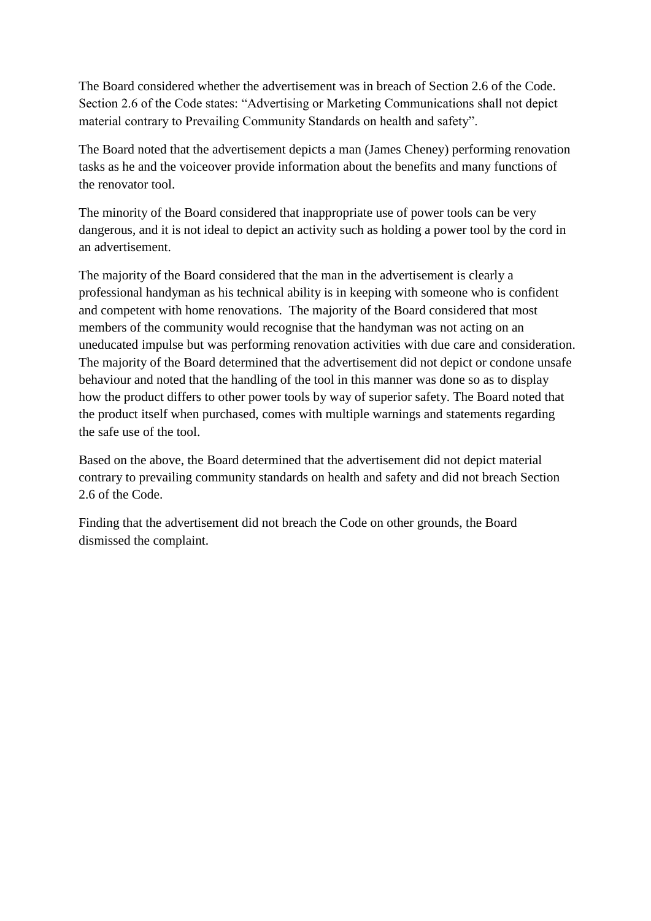The Board considered whether the advertisement was in breach of Section 2.6 of the Code. Section 2.6 of the Code states: "Advertising or Marketing Communications shall not depict material contrary to Prevailing Community Standards on health and safety".

The Board noted that the advertisement depicts a man (James Cheney) performing renovation tasks as he and the voiceover provide information about the benefits and many functions of the renovator tool.

The minority of the Board considered that inappropriate use of power tools can be very dangerous, and it is not ideal to depict an activity such as holding a power tool by the cord in an advertisement.

The majority of the Board considered that the man in the advertisement is clearly a professional handyman as his technical ability is in keeping with someone who is confident and competent with home renovations. The majority of the Board considered that most members of the community would recognise that the handyman was not acting on an uneducated impulse but was performing renovation activities with due care and consideration. The majority of the Board determined that the advertisement did not depict or condone unsafe behaviour and noted that the handling of the tool in this manner was done so as to display how the product differs to other power tools by way of superior safety. The Board noted that the product itself when purchased, comes with multiple warnings and statements regarding the safe use of the tool.

Based on the above, the Board determined that the advertisement did not depict material contrary to prevailing community standards on health and safety and did not breach Section 2.6 of the Code.

Finding that the advertisement did not breach the Code on other grounds, the Board dismissed the complaint.